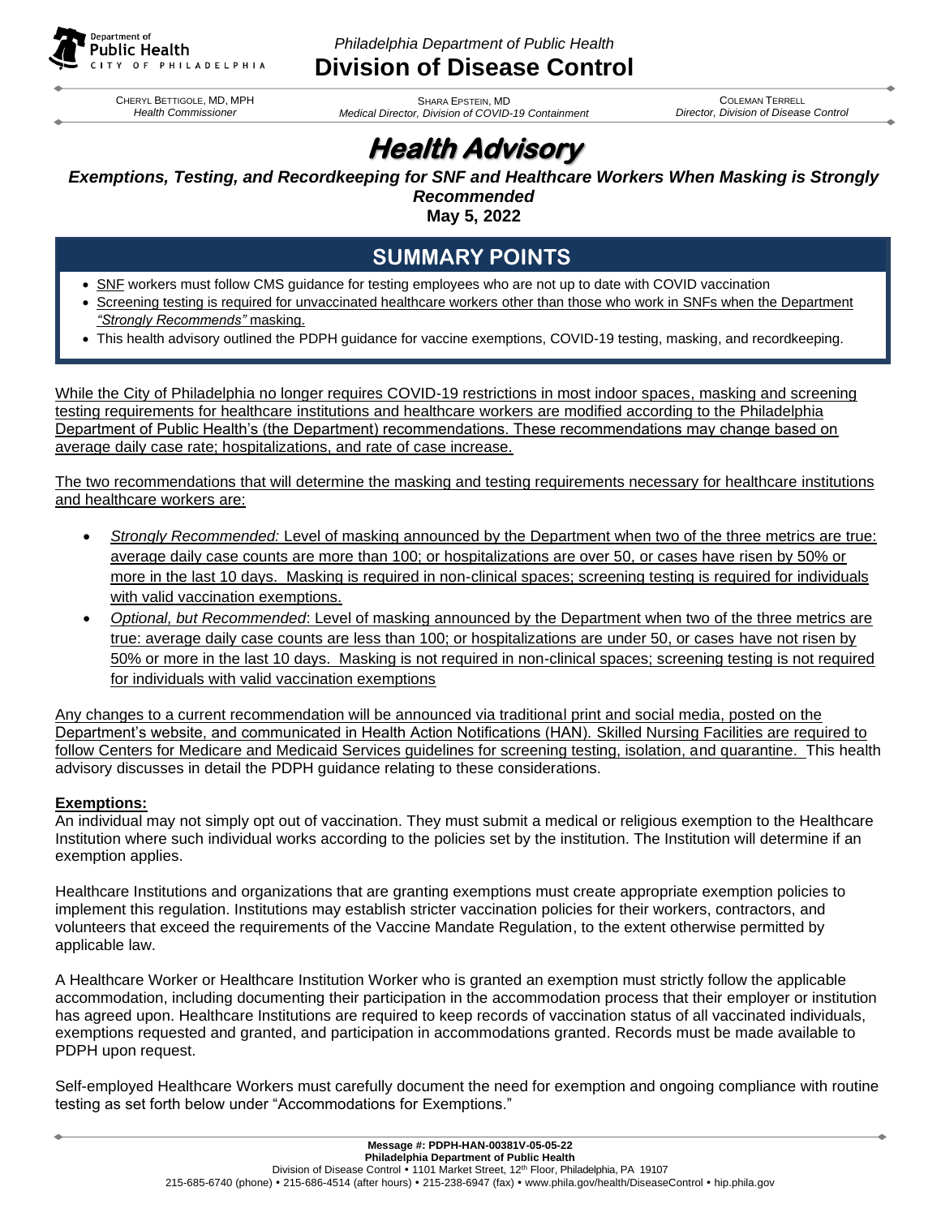Philadelphia Department of Public Health

# Division of Disease Control

CHERYL BETTIGOLE, MD, MPH
*Health Commissioner*

SHARA EPSTEIN, MD
*Medical Director, Division of COVID-19 Containment*

COLEMAN TERRELL
*Director, Division of Disease Control*

# *Health Advisory*

## *Exemptions, Testing, and Recordkeeping for SNF and Healthcare Workers When Masking is Strongly Recommended*

**May 5, 2022**

## SUMMARY POINTS

- SNF workers must follow CMS guidance for testing employees who are not up to date with COVID vaccination
- Screening testing is required for unvaccinated healthcare workers other than those who work in SNFs when the Department *"Strongly Recommends"* masking.
- This health advisory outlined the PDPH guidance for vaccine exemptions, COVID-19 testing, masking, and recordkeeping.

While the City of Philadelphia no longer requires COVID-19 restrictions in most indoor spaces, masking and screening testing requirements for healthcare institutions and healthcare workers are modified according to the Philadelphia Department of Public Health's (the Department) recommendations. These recommendations may change based on average daily case rate; hospitalizations, and rate of case increase.

The two recommendations that will determine the masking and testing requirements necessary for healthcare institutions and healthcare workers are:

- *Strongly Recommended:* Level of masking announced by the Department when two of the three metrics are true: average daily case counts are more than 100; or hospitalizations are over 50, or cases have risen by 50% or more in the last 10 days. Masking is required in non-clinical spaces; screening testing is required for individuals with valid vaccination exemptions.
- *Optional, but Recommended*: Level of masking announced by the Department when two of the three metrics are true: average daily case counts are less than 100; or hospitalizations are under 50, or cases have not risen by 50% or more in the last 10 days. Masking is not required in non-clinical spaces; screening testing is not required for individuals with valid vaccination exemptions

Any changes to a current recommendation will be announced via traditional print and social media, posted on the Department's website, and communicated in Health Action Notifications (HAN). Skilled Nursing Facilities are required to follow Centers for Medicare and Medicaid Services guidelines for screening testing, isolation, and quarantine. This health advisory discusses in detail the PDPH guidance relating to these considerations.

**Exemptions:**

An individual may not simply opt out of vaccination. They must submit a medical or religious exemption to the Healthcare Institution where such individual works according to the policies set by the institution. The Institution will determine if an exemption applies.

Healthcare Institutions and organizations that are granting exemptions must create appropriate exemption policies to implement this regulation. Institutions may establish stricter vaccination policies for their workers, contractors, and volunteers that exceed the requirements of the Vaccine Mandate Regulation, to the extent otherwise permitted by applicable law.

A Healthcare Worker or Healthcare Institution Worker who is granted an exemption must strictly follow the applicable accommodation, including documenting their participation in the accommodation process that their employer or institution has agreed upon. Healthcare Institutions are required to keep records of vaccination status of all vaccinated individuals, exemptions requested and granted, and participation in accommodations granted. Records must be made available to PDPH upon request.

Self-employed Healthcare Workers must carefully document the need for exemption and ongoing compliance with routine testing as set forth below under "Accommodations for Exemptions."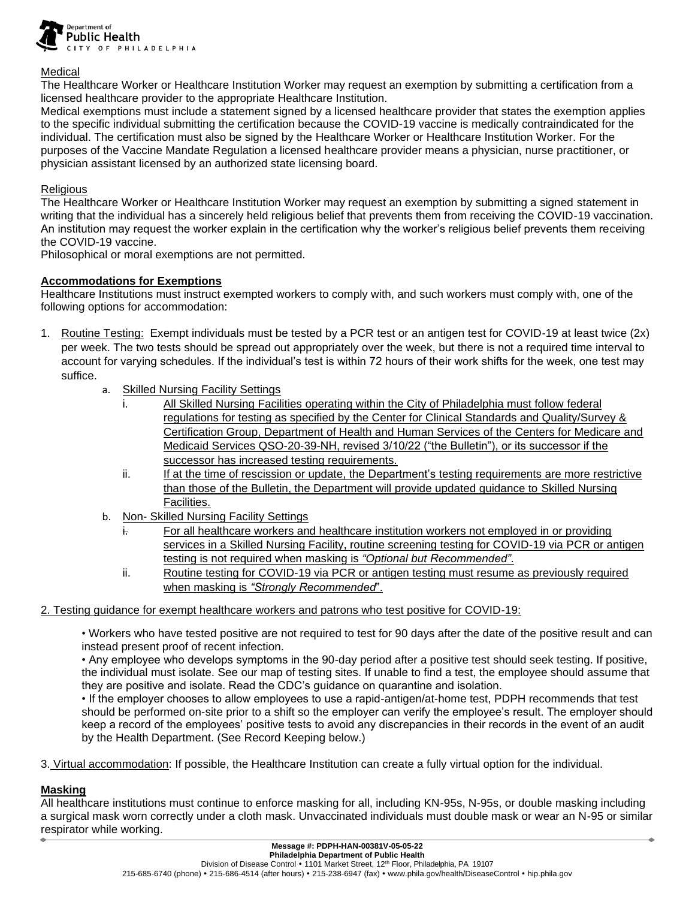Medical

The Healthcare Worker or Healthcare Institution Worker may request an exemption by submitting a certification from a licensed healthcare provider to the appropriate Healthcare Institution.

Medical exemptions must include a statement signed by a licensed healthcare provider that states the exemption applies to the specific individual submitting the certification because the COVID-19 vaccine is medically contraindicated for the individual. The certification must also be signed by the Healthcare Worker or Healthcare Institution Worker. For the purposes of the Vaccine Mandate Regulation a licensed healthcare provider means a physician, nurse practitioner, or physician assistant licensed by an authorized state licensing board.

Religious

The Healthcare Worker or Healthcare Institution Worker may request an exemption by submitting a signed statement in writing that the individual has a sincerely held religious belief that prevents them from receiving the COVID-19 vaccination. An institution may request the worker explain in the certification why the worker's religious belief prevents them receiving the COVID-19 vaccine.

Philosophical or moral exemptions are not permitted.

**Accommodations for Exemptions**

Healthcare Institutions must instruct exempted workers to comply with, and such workers must comply with, one of the following options for accommodation:

1. Routine Testing: Exempt individuals must be tested by a PCR test or an antigen test for COVID-19 at least twice (2x) per week. The two tests should be spread out appropriately over the week, but there is not a required time interval to account for varying schedules. If the individual's test is within 72 hours of their work shifts for the week, one test may suffice.
   a. Skilled Nursing Facility Settings
      i. All Skilled Nursing Facilities operating within the City of Philadelphia must follow federal regulations for testing as specified by the Center for Clinical Standards and Quality/Survey & Certification Group, Department of Health and Human Services of the Centers for Medicare and Medicaid Services QSO-20-39-NH, revised 3/10/22 ("the Bulletin"), or its successor if the successor has increased testing requirements.
      ii. If at the time of rescission or update, the Department's testing requirements are more restrictive than those of the Bulletin, the Department will provide updated guidance to Skilled Nursing Facilities.
   b. Non- Skilled Nursing Facility Settings
      i. For all healthcare workers and healthcare institution workers not employed in or providing services in a Skilled Nursing Facility, routine screening testing for COVID-19 via PCR or antigen testing is not required when masking is *"Optional but Recommended"*.
      ii. Routine testing for COVID-19 via PCR or antigen testing must resume as previously required when masking is *"Strongly Recommended*".

2. Testing guidance for exempt healthcare workers and patrons who test positive for COVID-19:

   • Workers who have tested positive are not required to test for 90 days after the date of the positive result and can instead present proof of recent infection.

   • Any employee who develops symptoms in the 90-day period after a positive test should seek testing. If positive, the individual must isolate. See our map of testing sites. If unable to find a test, the employee should assume that they are positive and isolate. Read the CDC's guidance on quarantine and isolation.

   • If the employer chooses to allow employees to use a rapid-antigen/at-home test, PDPH recommends that test should be performed on-site prior to a shift so the employer can verify the employee's result. The employer should keep a record of the employees' positive tests to avoid any discrepancies in their records in the event of an audit by the Health Department. (See Record Keeping below.)

3. Virtual accommodation: If possible, the Healthcare Institution can create a fully virtual option for the individual.

**Masking**

All healthcare institutions must continue to enforce masking for all, including KN-95s, N-95s, or double masking including a surgical mask worn correctly under a cloth mask. Unvaccinated individuals must double mask or wear an N-95 or similar respirator while working.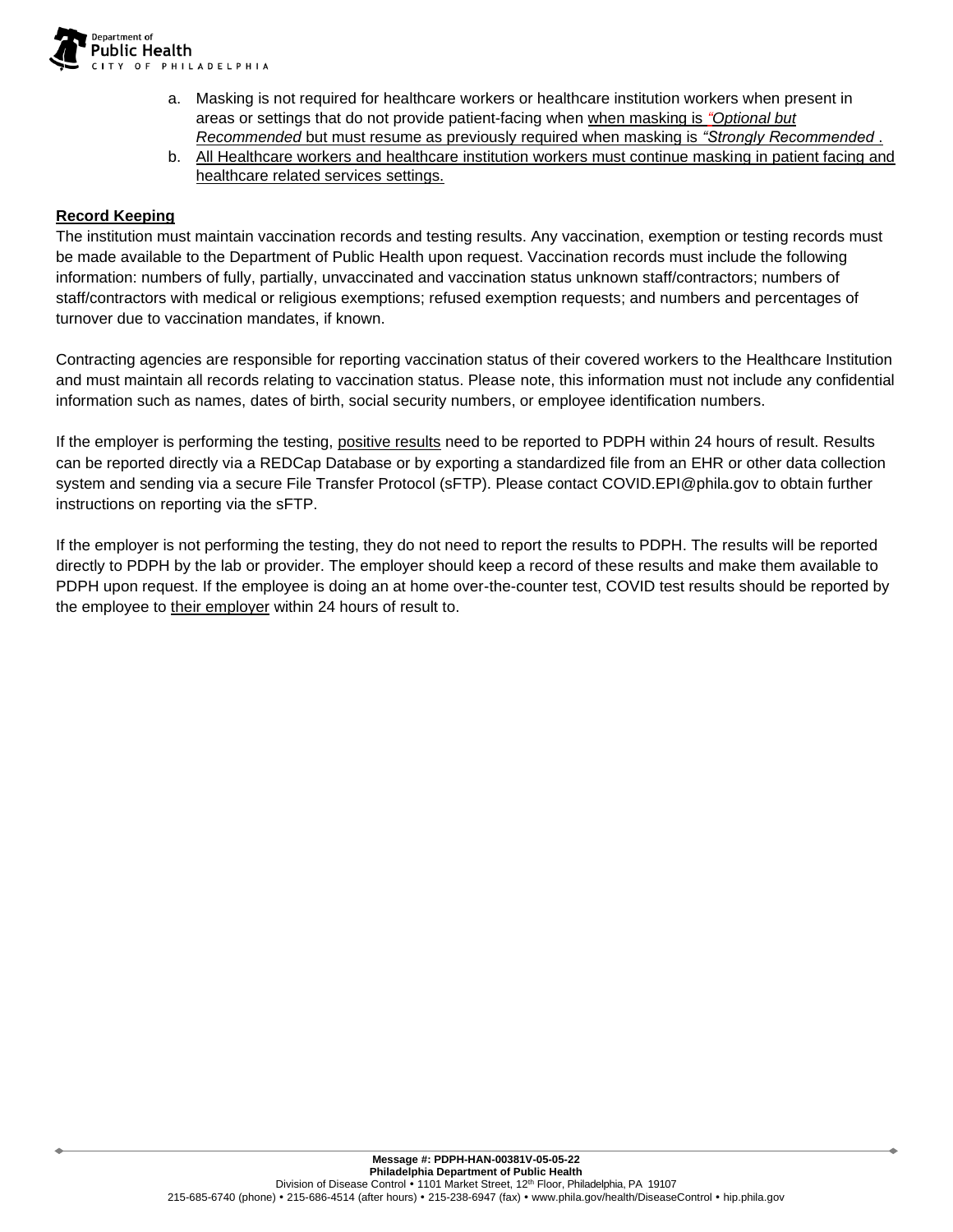a. Masking is not required for healthcare workers or healthcare institution workers when present in areas or settings that do not provide patient-facing when when masking is *"Optional but Recommended* but must resume as previously required when masking is *"Strongly Recommended* .
b. All Healthcare workers and healthcare institution workers must continue masking in patient facing and healthcare related services settings.

**Record Keeping**

The institution must maintain vaccination records and testing results. Any vaccination, exemption or testing records must be made available to the Department of Public Health upon request. Vaccination records must include the following information: numbers of fully, partially, unvaccinated and vaccination status unknown staff/contractors; numbers of staff/contractors with medical or religious exemptions; refused exemption requests; and numbers and percentages of turnover due to vaccination mandates, if known.

Contracting agencies are responsible for reporting vaccination status of their covered workers to the Healthcare Institution and must maintain all records relating to vaccination status. Please note, this information must not include any confidential information such as names, dates of birth, social security numbers, or employee identification numbers.

If the employer is performing the testing, positive results need to be reported to PDPH within 24 hours of result. Results can be reported directly via a REDCap Database or by exporting a standardized file from an EHR or other data collection system and sending via a secure File Transfer Protocol (sFTP). Please contact COVID.EPI@phila.gov to obtain further instructions on reporting via the sFTP.

If the employer is not performing the testing, they do not need to report the results to PDPH. The results will be reported directly to PDPH by the lab or provider. The employer should keep a record of these results and make them available to PDPH upon request. If the employee is doing an at home over-the-counter test, COVID test results should be reported by the employee to their employer within 24 hours of result to.